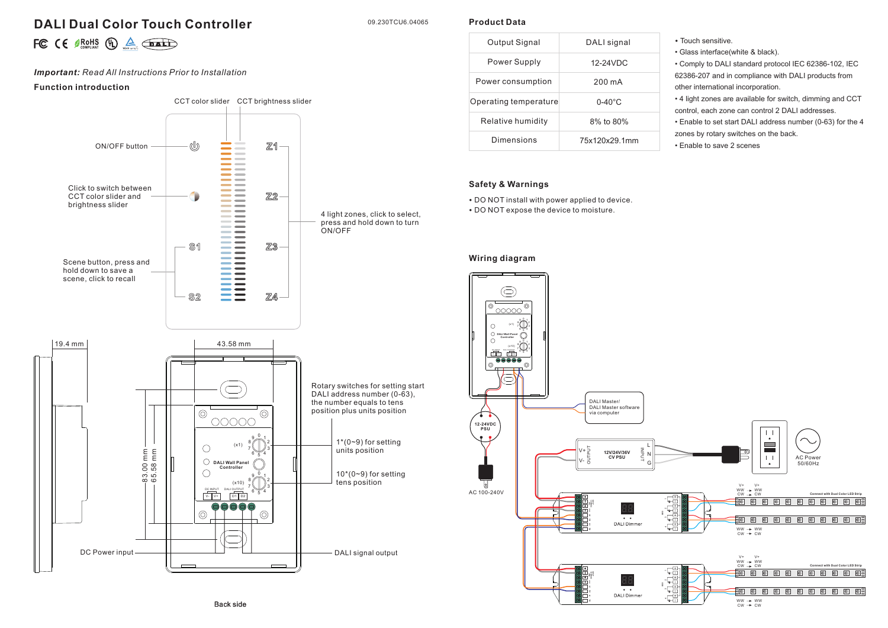# DALI Dual Color Touch Controller

09.230TCU6.04065

***Important:*** *Read All Instructions Prior to Installation*

## Function introduction

- CCT color slider
- CCT brightness slider
- ON/OFF button
- Click to switch between CCT color slider and brightness slider
- Scene button, press and hold down to save a scene, click to recall
- 4 light zones, click to select, press and hold down to turn ON/OFF

19.4 mm

43.58 mm

83.00 mm

65.58 mm

- Rotary switches for setting start DALI address number (0~63), the number equals to tens position plus units position
- 1*(0~9) for setting units position
- 10*(0~9) for setting tens position
- DC Power input
- DALI signal output

Back side

## Product Data

| Output Signal | DALI signal |
|---|---|
| Power Supply | 12-24VDC |
| Power consumption | 200 mA |
| Operating temperature | 0-40°C |
| Relative humidity | 8% to 80% |
| Dimensions | 75x120x29.1mm |

- Touch sensitive.
- Glass interface(white & black).
- Comply to DALI standard protocol IEC 62386-102, IEC 62386-207 and in compliance with DALI products from other international incorporation.
- 4 light zones are available for switch, dimming and CCT control, each zone can control 2 DALI addresses.
- Enable to set start DALI address number (0-63) for the 4 zones by rotary switches on the back.
- Enable to save 2 scenes

## Safety & Warnings

- DO NOT install with power applied to device.
- DO NOT expose the device to moisture.

## Wiring diagram

- 12-24VDC PSU
- AC 100-240V
- DALI Master/ DALI Master software via computer
- 12V/24V/36V CV PSU
- AC Power 50/60Hz
- DALI Dimmer
- Connect with Dual Color LED Strip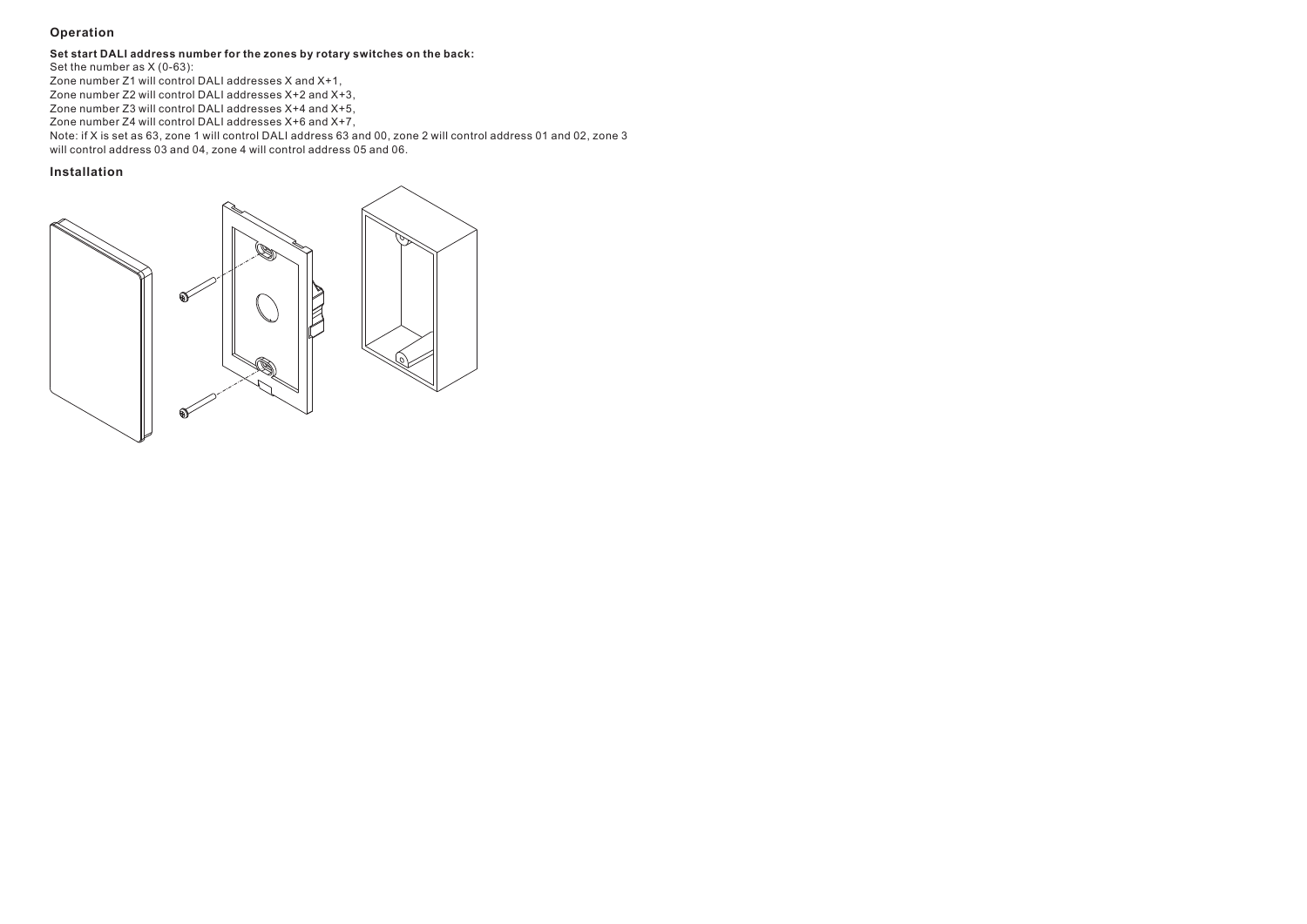## Operation

**Set start DALI address number for the zones by rotary switches on the back:**

Set the number as X (0-63):

Zone number Z1 will control DALI addresses X and X+1,

Zone number Z2 will control DALI addresses X+2 and X+3,

Zone number Z3 will control DALI addresses X+4 and X+5,

Zone number Z4 will control DALI addresses X+6 and X+7,

Note: if X is set as 63, zone 1 will control DALI address 63 and 00, zone 2 will control address 01 and 02, zone 3 will control address 03 and 04, zone 4 will control address 05 and 06.

## Installation